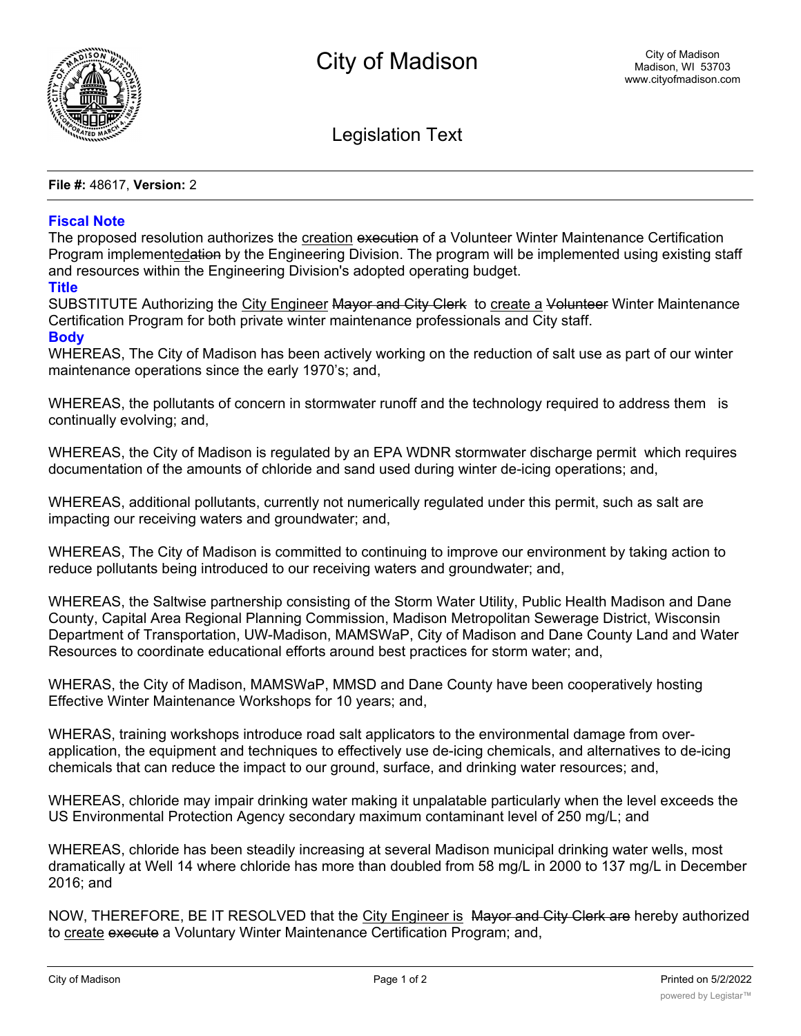City of Madison

Legislation Text

**File #:** 48617, **Version:** 2

## Fiscal Note

The proposed resolution authorizes the creation ~~execution~~ of a Volunteer Winter Maintenance Certification Program implemented~~ation~~ by the Engineering Division. The program will be implemented using existing staff and resources within the Engineering Division's adopted operating budget.

## Title

SUBSTITUTE Authorizing the City Engineer ~~Mayor and City Clerk~~ to create a ~~Volunteer~~ Winter Maintenance Certification Program for both private winter maintenance professionals and City staff.

## Body

WHEREAS, The City of Madison has been actively working on the reduction of salt use as part of our winter maintenance operations since the early 1970's; and,

WHEREAS, the pollutants of concern in stormwater runoff and the technology required to address them is continually evolving; and,

WHEREAS, the City of Madison is regulated by an EPA WDNR stormwater discharge permit which requires documentation of the amounts of chloride and sand used during winter de-icing operations; and,

WHEREAS, additional pollutants, currently not numerically regulated under this permit, such as salt are impacting our receiving waters and groundwater; and,

WHEREAS, The City of Madison is committed to continuing to improve our environment by taking action to reduce pollutants being introduced to our receiving waters and groundwater; and,

WHEREAS, the Saltwise partnership consisting of the Storm Water Utility, Public Health Madison and Dane County, Capital Area Regional Planning Commission, Madison Metropolitan Sewerage District, Wisconsin Department of Transportation, UW-Madison, MAMSWaP, City of Madison and Dane County Land and Water Resources to coordinate educational efforts around best practices for storm water; and,

WHERAS, the City of Madison, MAMSWaP, MMSD and Dane County have been cooperatively hosting Effective Winter Maintenance Workshops for 10 years; and,

WHERAS, training workshops introduce road salt applicators to the environmental damage from over-application, the equipment and techniques to effectively use de-icing chemicals, and alternatives to de-icing chemicals that can reduce the impact to our ground, surface, and drinking water resources; and,

WHEREAS, chloride may impair drinking water making it unpalatable particularly when the level exceeds the US Environmental Protection Agency secondary maximum contaminant level of 250 mg/L; and

WHEREAS, chloride has been steadily increasing at several Madison municipal drinking water wells, most dramatically at Well 14 where chloride has more than doubled from 58 mg/L in 2000 to 137 mg/L in December 2016; and

NOW, THEREFORE, BE IT RESOLVED that the City Engineer is ~~Mayor and City Clerk are~~ hereby authorized to create ~~execute~~ a Voluntary Winter Maintenance Certification Program; and,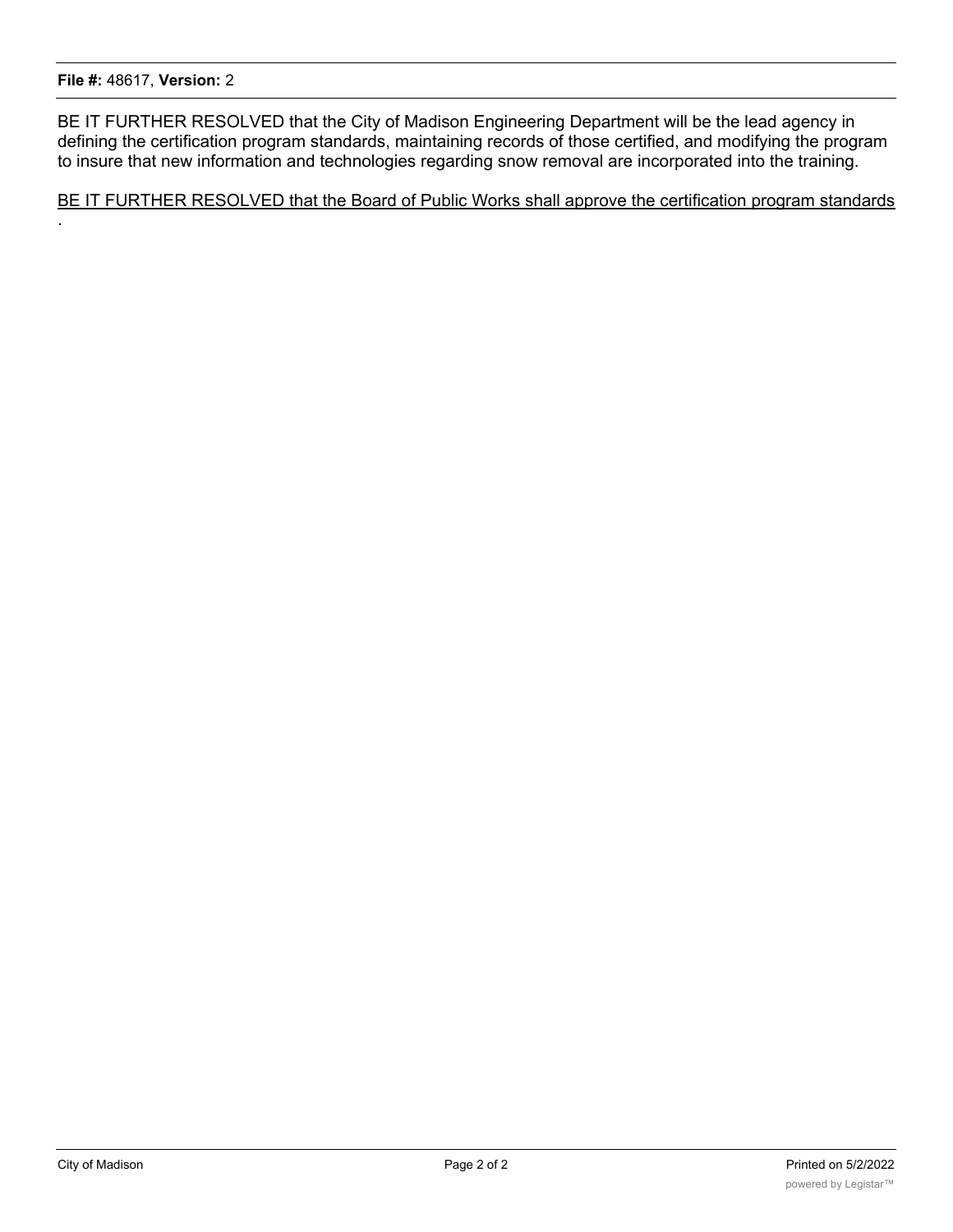BE IT FURTHER RESOLVED that the City of Madison Engineering Department will be the lead agency in defining the certification program standards, maintaining records of those certified, and modifying the program to insure that new information and technologies regarding snow removal are incorporated into the training.

<u>BE IT FURTHER RESOLVED that the Board of Public Works shall approve the certification program standards</u>.